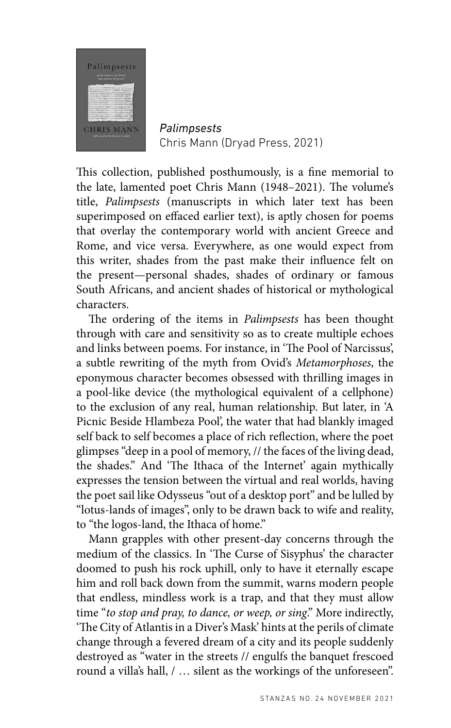*Palimpsests*
Chris Mann (Dryad Press, 2021)

This collection, published posthumously, is a fine memorial to the late, lamented poet Chris Mann (1948–2021). The volume's title, *Palimpsests* (manuscripts in which later text has been superimposed on effaced earlier text), is aptly chosen for poems that overlay the contemporary world with ancient Greece and Rome, and vice versa. Everywhere, as one would expect from this writer, shades from the past make their influence felt on the present—personal shades, shades of ordinary or famous South Africans, and ancient shades of historical or mythological characters.

The ordering of the items in *Palimpsests* has been thought through with care and sensitivity so as to create multiple echoes and links between poems. For instance, in 'The Pool of Narcissus', a subtle rewriting of the myth from Ovid's *Metamorphoses*, the eponymous character becomes obsessed with thrilling images in a pool-like device (the mythological equivalent of a cellphone) to the exclusion of any real, human relationship. But later, in 'A Picnic Beside Hlambeza Pool', the water that had blankly imaged self back to self becomes a place of rich reflection, where the poet glimpses "deep in a pool of memory, // the faces of the living dead, the shades." And 'The Ithaca of the Internet' again mythically expresses the tension between the virtual and real worlds, having the poet sail like Odysseus "out of a desktop port" and be lulled by "lotus-lands of images", only to be drawn back to wife and reality, to "the logos-land, the Ithaca of home."

Mann grapples with other present-day concerns through the medium of the classics. In 'The Curse of Sisyphus' the character doomed to push his rock uphill, only to have it eternally escape him and roll back down from the summit, warns modern people that endless, mindless work is a trap, and that they must allow time "*to stop and pray, to dance, or weep, or sing*." More indirectly, 'The City of Atlantis in a Diver's Mask' hints at the perils of climate change through a fevered dream of a city and its people suddenly destroyed as "water in the streets // engulfs the banquet frescoed round a villa's hall, / … silent as the workings of the unforeseen".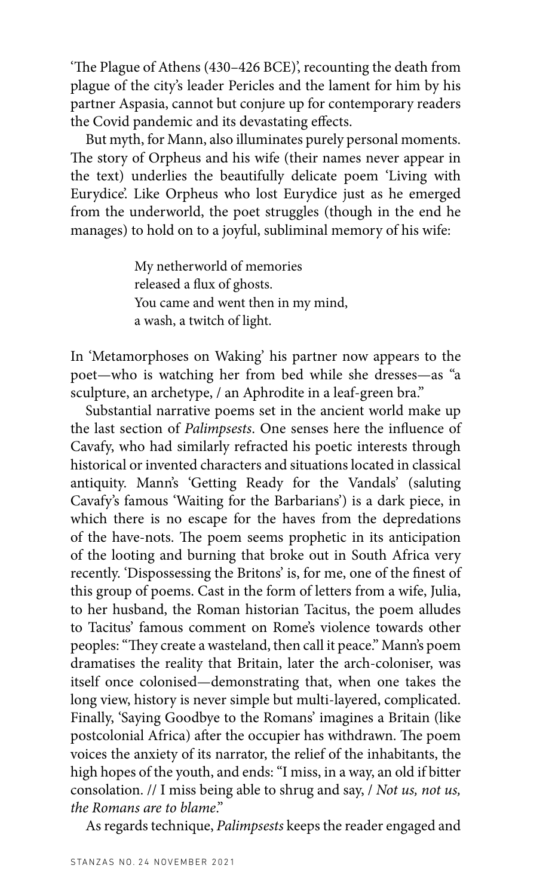'The Plague of Athens (430–426 BCE)', recounting the death from plague of the city's leader Pericles and the lament for him by his partner Aspasia, cannot but conjure up for contemporary readers the Covid pandemic and its devastating effects.

But myth, for Mann, also illuminates purely personal moments. The story of Orpheus and his wife (their names never appear in the text) underlies the beautifully delicate poem 'Living with Eurydice'. Like Orpheus who lost Eurydice just as he emerged from the underworld, the poet struggles (though in the end he manages) to hold on to a joyful, subliminal memory of his wife:

> My netherworld of memories
> released a flux of ghosts.
> You came and went then in my mind,
> a wash, a twitch of light.

In 'Metamorphoses on Waking' his partner now appears to the poet—who is watching her from bed while she dresses—as "a sculpture, an archetype, / an Aphrodite in a leaf-green bra."

Substantial narrative poems set in the ancient world make up the last section of *Palimpsests*. One senses here the influence of Cavafy, who had similarly refracted his poetic interests through historical or invented characters and situations located in classical antiquity. Mann's 'Getting Ready for the Vandals' (saluting Cavafy's famous 'Waiting for the Barbarians') is a dark piece, in which there is no escape for the haves from the depredations of the have-nots. The poem seems prophetic in its anticipation of the looting and burning that broke out in South Africa very recently. 'Dispossessing the Britons' is, for me, one of the finest of this group of poems. Cast in the form of letters from a wife, Julia, to her husband, the Roman historian Tacitus, the poem alludes to Tacitus' famous comment on Rome's violence towards other peoples: "They create a wasteland, then call it peace." Mann's poem dramatises the reality that Britain, later the arch-coloniser, was itself once colonised—demonstrating that, when one takes the long view, history is never simple but multi-layered, complicated. Finally, 'Saying Goodbye to the Romans' imagines a Britain (like postcolonial Africa) after the occupier has withdrawn. The poem voices the anxiety of its narrator, the relief of the inhabitants, the high hopes of the youth, and ends: "I miss, in a way, an old if bitter consolation. // I miss being able to shrug and say, / *Not us, not us, the Romans are to blame*."

As regards technique, *Palimpsests* keeps the reader engaged and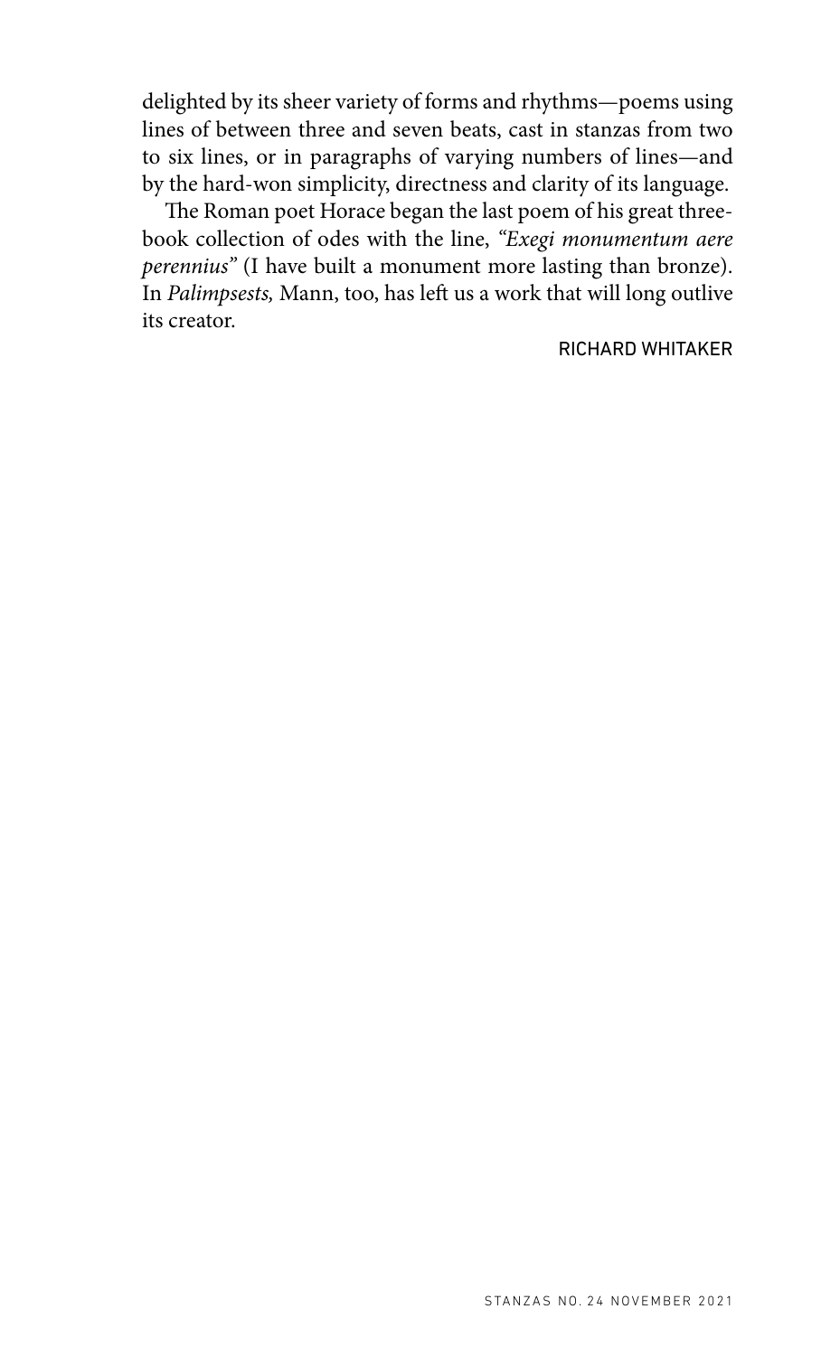delighted by its sheer variety of forms and rhythms—poems using lines of between three and seven beats, cast in stanzas from two to six lines, or in paragraphs of varying numbers of lines—and by the hard-won simplicity, directness and clarity of its language.

The Roman poet Horace began the last poem of his great three-book collection of odes with the line, *"Exegi monumentum aere perennius"* (I have built a monument more lasting than bronze). In *Palimpsests,* Mann, too, has left us a work that will long outlive its creator.

RICHARD WHITAKER